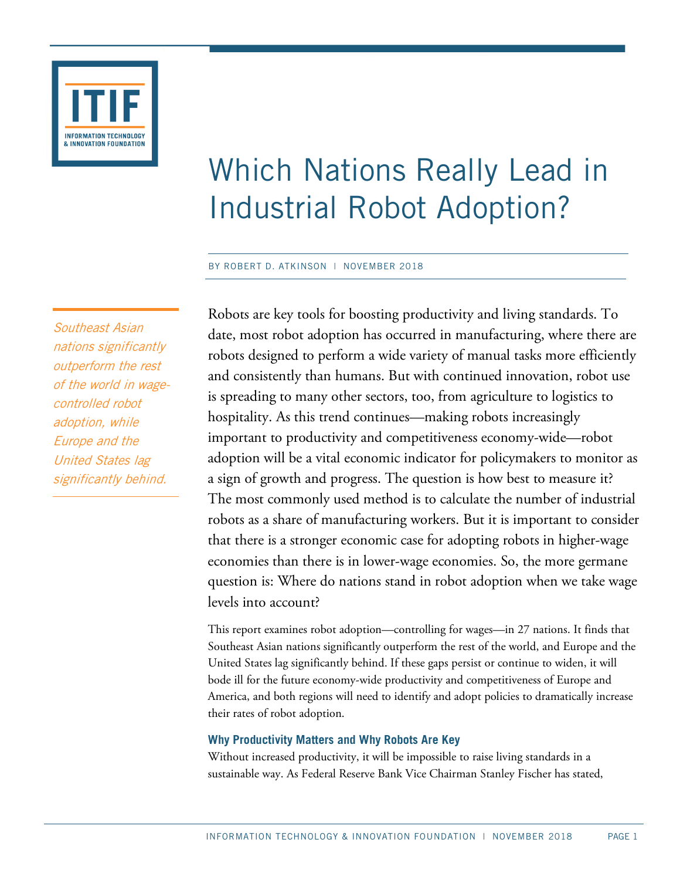ITIF

INFORMATION TECHNOLOGY & INNOVATION FOUNDATION

# Which Nations Really Lead in Industrial Robot Adoption?

BY ROBERT D. ATKINSON | NOVEMBER 2018

*Southeast Asian nations significantly outperform the rest of the world in wage-controlled robot adoption, while Europe and the United States lag significantly behind.*

Robots are key tools for boosting productivity and living standards. To date, most robot adoption has occurred in manufacturing, where there are robots designed to perform a wide variety of manual tasks more efficiently and consistently than humans. But with continued innovation, robot use is spreading to many other sectors, too, from agriculture to logistics to hospitality. As this trend continues—making robots increasingly important to productivity and competitiveness economy-wide—robot adoption will be a vital economic indicator for policymakers to monitor as a sign of growth and progress. The question is how best to measure it? The most commonly used method is to calculate the number of industrial robots as a share of manufacturing workers. But it is important to consider that there is a stronger economic case for adopting robots in higher-wage economies than there is in lower-wage economies. So, the more germane question is: Where do nations stand in robot adoption when we take wage levels into account?

This report examines robot adoption—controlling for wages—in 27 nations. It finds that Southeast Asian nations significantly outperform the rest of the world, and Europe and the United States lag significantly behind. If these gaps persist or continue to widen, it will bode ill for the future economy-wide productivity and competitiveness of Europe and America, and both regions will need to identify and adopt policies to dramatically increase their rates of robot adoption.

### Why Productivity Matters and Why Robots Are Key

Without increased productivity, it will be impossible to raise living standards in a sustainable way. As Federal Reserve Bank Vice Chairman Stanley Fischer has stated,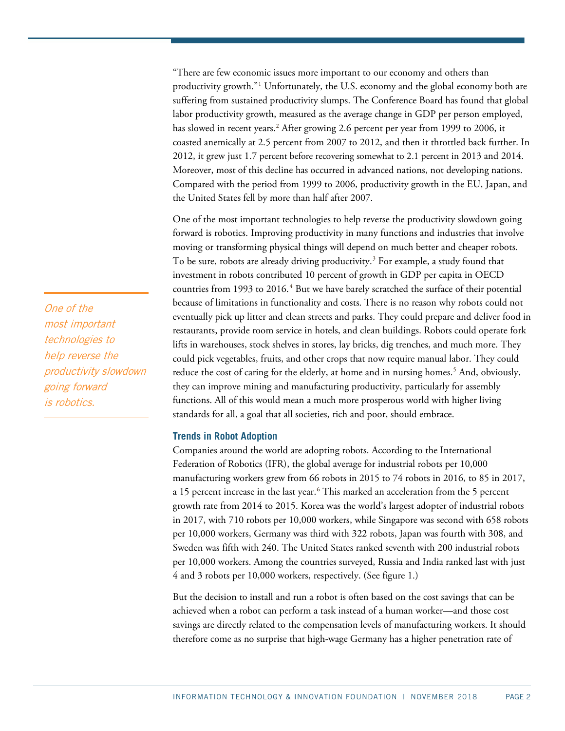"There are few economic issues more important to our economy and others than productivity growth."[1] Unfortunately, the U.S. economy and the global economy both are suffering from sustained productivity slumps. The Conference Board has found that global labor productivity growth, measured as the average change in GDP per person employed, has slowed in recent years.[2] After growing 2.6 percent per year from 1999 to 2006, it coasted anemically at 2.5 percent from 2007 to 2012, and then it throttled back further. In 2012, it grew just 1.7 percent before recovering somewhat to 2.1 percent in 2013 and 2014. Moreover, most of this decline has occurred in advanced nations, not developing nations. Compared with the period from 1999 to 2006, productivity growth in the EU, Japan, and the United States fell by more than half after 2007.

One of the most important technologies to help reverse the productivity slowdown going forward is robotics. Improving productivity in many functions and industries that involve moving or transforming physical things will depend on much better and cheaper robots. To be sure, robots are already driving productivity.[3] For example, a study found that investment in robots contributed 10 percent of growth in GDP per capita in OECD countries from 1993 to 2016.[4] But we have barely scratched the surface of their potential because of limitations in functionality and costs. There is no reason why robots could not eventually pick up litter and clean streets and parks. They could prepare and deliver food in restaurants, provide room service in hotels, and clean buildings. Robots could operate fork lifts in warehouses, stock shelves in stores, lay bricks, dig trenches, and much more. They could pick vegetables, fruits, and other crops that now require manual labor. They could reduce the cost of caring for the elderly, at home and in nursing homes.[5] And, obviously, they can improve mining and manufacturing productivity, particularly for assembly functions. All of this would mean a much more prosperous world with higher living standards for all, a goal that all societies, rich and poor, should embrace.

*One of the most important technologies to help reverse the productivity slowdown going forward is robotics.*

### Trends in Robot Adoption

Companies around the world are adopting robots. According to the International Federation of Robotics (IFR), the global average for industrial robots per 10,000 manufacturing workers grew from 66 robots in 2015 to 74 robots in 2016, to 85 in 2017, a 15 percent increase in the last year.[6] This marked an acceleration from the 5 percent growth rate from 2014 to 2015. Korea was the world's largest adopter of industrial robots in 2017, with 710 robots per 10,000 workers, while Singapore was second with 658 robots per 10,000 workers, Germany was third with 322 robots, Japan was fourth with 308, and Sweden was fifth with 240. The United States ranked seventh with 200 industrial robots per 10,000 workers. Among the countries surveyed, Russia and India ranked last with just 4 and 3 robots per 10,000 workers, respectively. (See figure 1.)

But the decision to install and run a robot is often based on the cost savings that can be achieved when a robot can perform a task instead of a human worker—and those cost savings are directly related to the compensation levels of manufacturing workers. It should therefore come as no surprise that high-wage Germany has a higher penetration rate of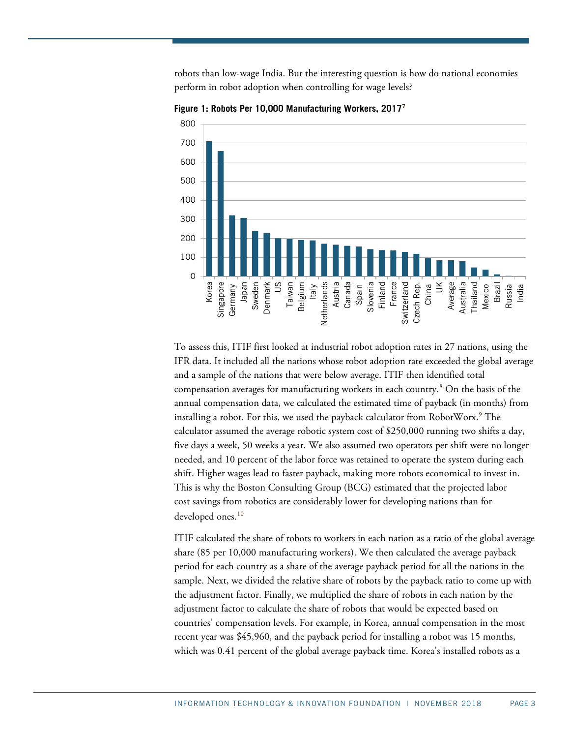robots than low-wage India. But the interesting question is how do national economies perform in robot adoption when controlling for wage levels?

**Figure 1: Robots Per 10,000 Manufacturing Workers, 2017**[7]

To assess this, ITIF first looked at industrial robot adoption rates in 27 nations, using the IFR data. It included all the nations whose robot adoption rate exceeded the global average and a sample of the nations that were below average. ITIF then identified total compensation averages for manufacturing workers in each country.[8] On the basis of the annual compensation data, we calculated the estimated time of payback (in months) from installing a robot. For this, we used the payback calculator from RobotWorx.[9] The calculator assumed the average robotic system cost of $250,000 running two shifts a day, five days a week, 50 weeks a year. We also assumed two operators per shift were no longer needed, and 10 percent of the labor force was retained to operate the system during each shift. Higher wages lead to faster payback, making more robots economical to invest in. This is why the Boston Consulting Group (BCG) estimated that the projected labor cost savings from robotics are considerably lower for developing nations than for developed ones.[10]

ITIF calculated the share of robots to workers in each nation as a ratio of the global average share (85 per 10,000 manufacturing workers). We then calculated the average payback period for each country as a share of the average payback period for all the nations in the sample. Next, we divided the relative share of robots by the payback ratio to come up with the adjustment factor. Finally, we multiplied the share of robots in each nation by the adjustment factor to calculate the share of robots that would be expected based on countries' compensation levels. For example, in Korea, annual compensation in the most recent year was $45,960, and the payback period for installing a robot was 15 months, which was 0.41 percent of the global average payback time. Korea's installed robots as a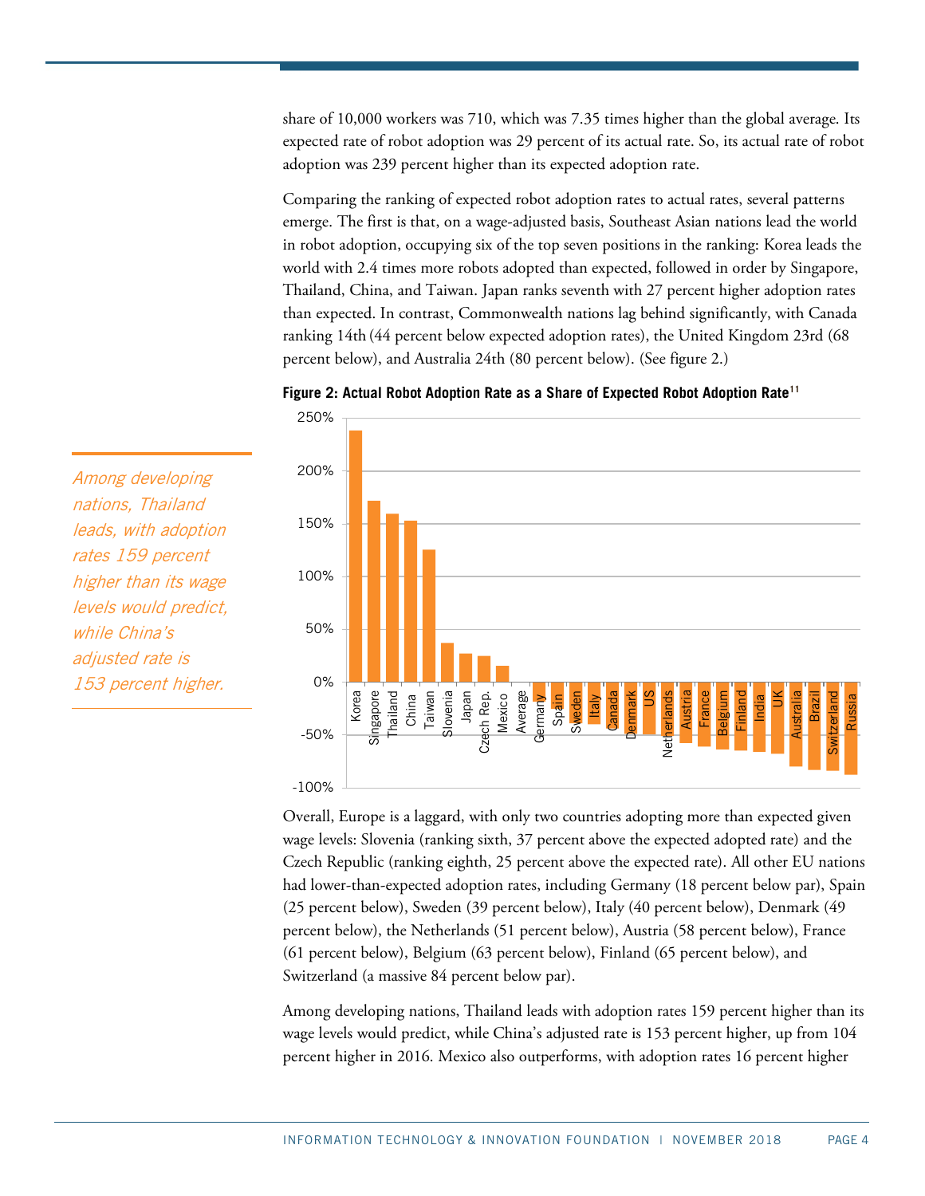share of 10,000 workers was 710, which was 7.35 times higher than the global average. Its expected rate of robot adoption was 29 percent of its actual rate. So, its actual rate of robot adoption was 239 percent higher than its expected adoption rate.

Comparing the ranking of expected robot adoption rates to actual rates, several patterns emerge. The first is that, on a wage-adjusted basis, Southeast Asian nations lead the world in robot adoption, occupying six of the top seven positions in the ranking: Korea leads the world with 2.4 times more robots adopted than expected, followed in order by Singapore, Thailand, China, and Taiwan. Japan ranks seventh with 27 percent higher adoption rates than expected. In contrast, Commonwealth nations lag behind significantly, with Canada ranking 14th (44 percent below expected adoption rates), the United Kingdom 23rd (68 percent below), and Australia 24th (80 percent below). (See figure 2.)

*Among developing nations, Thailand leads, with adoption rates 159 percent higher than its wage levels would predict, while China's adjusted rate is 153 percent higher.*

**Figure 2: Actual Robot Adoption Rate as a Share of Expected Robot Adoption Rate**[11]

Overall, Europe is a laggard, with only two countries adopting more than expected given wage levels: Slovenia (ranking sixth, 37 percent above the expected adopted rate) and the Czech Republic (ranking eighth, 25 percent above the expected rate). All other EU nations had lower-than-expected adoption rates, including Germany (18 percent below par), Spain (25 percent below), Sweden (39 percent below), Italy (40 percent below), Denmark (49 percent below), the Netherlands (51 percent below), Austria (58 percent below), France (61 percent below), Belgium (63 percent below), Finland (65 percent below), and Switzerland (a massive 84 percent below par).

Among developing nations, Thailand leads with adoption rates 159 percent higher than its wage levels would predict, while China's adjusted rate is 153 percent higher, up from 104 percent higher in 2016. Mexico also outperforms, with adoption rates 16 percent higher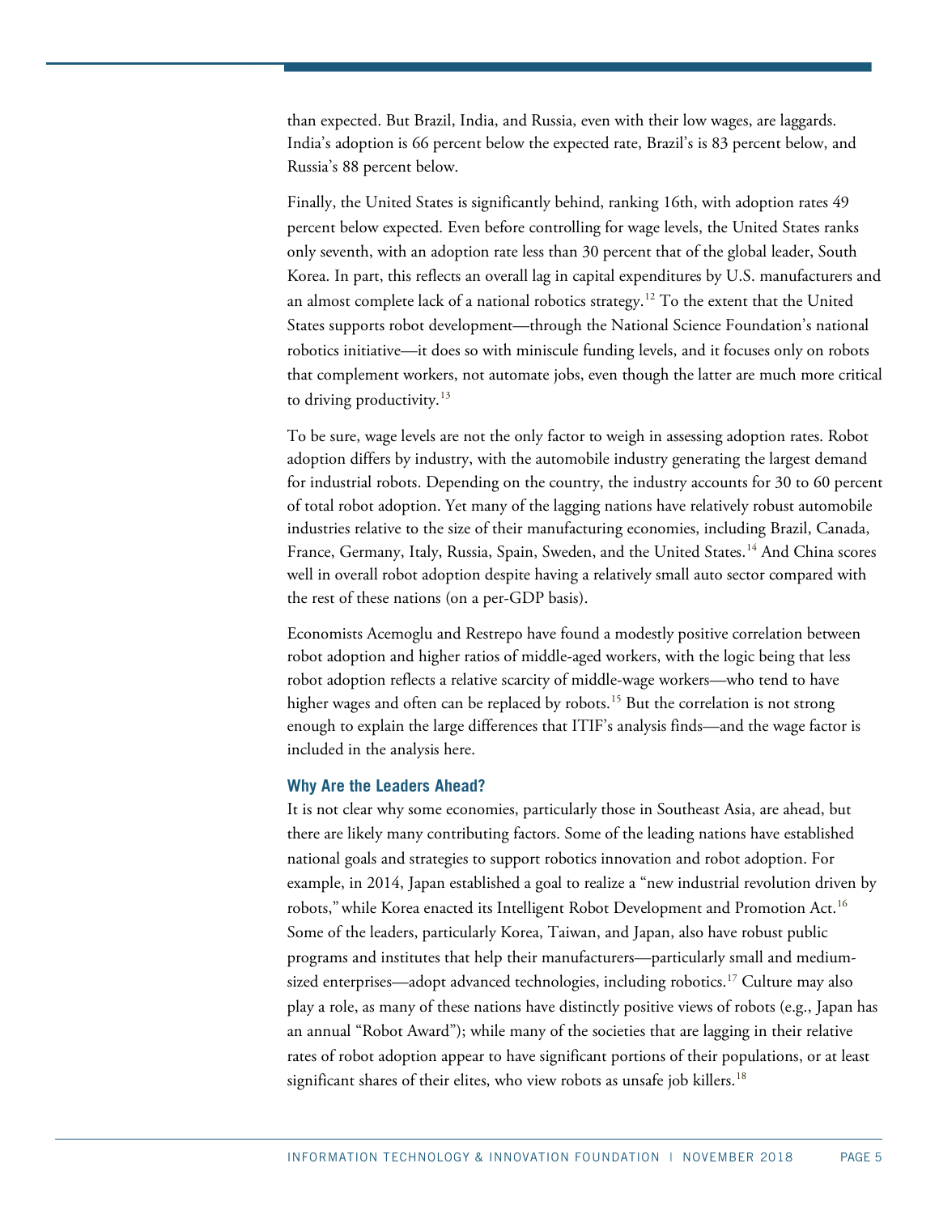than expected. But Brazil, India, and Russia, even with their low wages, are laggards. India's adoption is 66 percent below the expected rate, Brazil's is 83 percent below, and Russia's 88 percent below.

Finally, the United States is significantly behind, ranking 16th, with adoption rates 49 percent below expected. Even before controlling for wage levels, the United States ranks only seventh, with an adoption rate less than 30 percent that of the global leader, South Korea. In part, this reflects an overall lag in capital expenditures by U.S. manufacturers and an almost complete lack of a national robotics strategy.[12] To the extent that the United States supports robot development—through the National Science Foundation's national robotics initiative—it does so with miniscule funding levels, and it focuses only on robots that complement workers, not automate jobs, even though the latter are much more critical to driving productivity.[13]

To be sure, wage levels are not the only factor to weigh in assessing adoption rates. Robot adoption differs by industry, with the automobile industry generating the largest demand for industrial robots. Depending on the country, the industry accounts for 30 to 60 percent of total robot adoption. Yet many of the lagging nations have relatively robust automobile industries relative to the size of their manufacturing economies, including Brazil, Canada, France, Germany, Italy, Russia, Spain, Sweden, and the United States.[14] And China scores well in overall robot adoption despite having a relatively small auto sector compared with the rest of these nations (on a per-GDP basis).

Economists Acemoglu and Restrepo have found a modestly positive correlation between robot adoption and higher ratios of middle-aged workers, with the logic being that less robot adoption reflects a relative scarcity of middle-wage workers—who tend to have higher wages and often can be replaced by robots.[15] But the correlation is not strong enough to explain the large differences that ITIF's analysis finds—and the wage factor is included in the analysis here.

### Why Are the Leaders Ahead?

It is not clear why some economies, particularly those in Southeast Asia, are ahead, but there are likely many contributing factors. Some of the leading nations have established national goals and strategies to support robotics innovation and robot adoption. For example, in 2014, Japan established a goal to realize a "new industrial revolution driven by robots," while Korea enacted its Intelligent Robot Development and Promotion Act.[16] Some of the leaders, particularly Korea, Taiwan, and Japan, also have robust public programs and institutes that help their manufacturers—particularly small and medium-sized enterprises—adopt advanced technologies, including robotics.[17] Culture may also play a role, as many of these nations have distinctly positive views of robots (e.g., Japan has an annual "Robot Award"); while many of the societies that are lagging in their relative rates of robot adoption appear to have significant portions of their populations, or at least significant shares of their elites, who view robots as unsafe job killers.[18]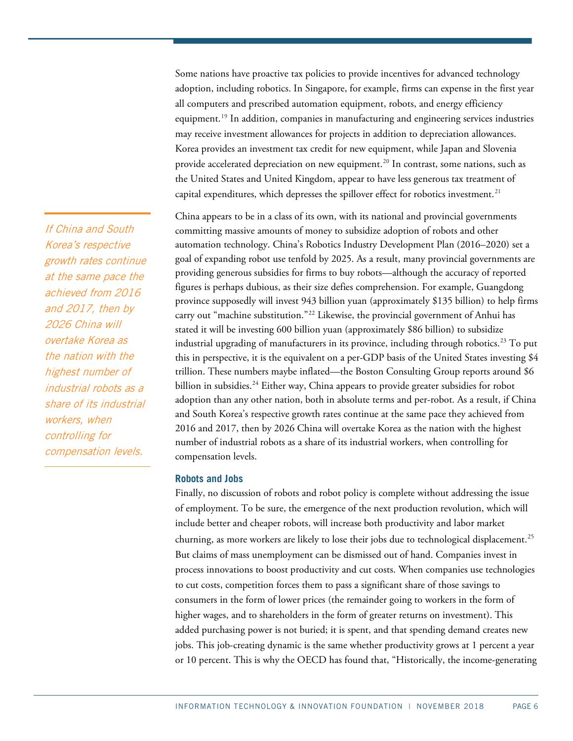Some nations have proactive tax policies to provide incentives for advanced technology adoption, including robotics. In Singapore, for example, firms can expense in the first year all computers and prescribed automation equipment, robots, and energy efficiency equipment.[19] In addition, companies in manufacturing and engineering services industries may receive investment allowances for projects in addition to depreciation allowances. Korea provides an investment tax credit for new equipment, while Japan and Slovenia provide accelerated depreciation on new equipment.[20] In contrast, some nations, such as the United States and United Kingdom, appear to have less generous tax treatment of capital expenditures, which depresses the spillover effect for robotics investment.[21]

*If China and South Korea's respective growth rates continue at the same pace the achieved from 2016 and 2017, then by 2026 China will overtake Korea as the nation with the highest number of industrial robots as a share of its industrial workers, when controlling for compensation levels.*

China appears to be in a class of its own, with its national and provincial governments committing massive amounts of money to subsidize adoption of robots and other automation technology. China's Robotics Industry Development Plan (2016–2020) set a goal of expanding robot use tenfold by 2025. As a result, many provincial governments are providing generous subsidies for firms to buy robots—although the accuracy of reported figures is perhaps dubious, as their size defies comprehension. For example, Guangdong province supposedly will invest 943 billion yuan (approximately $135 billion) to help firms carry out "machine substitution."[22] Likewise, the provincial government of Anhui has stated it will be investing 600 billion yuan (approximately $86 billion) to subsidize industrial upgrading of manufacturers in its province, including through robotics.[23] To put this in perspective, it is the equivalent on a per-GDP basis of the United States investing $4 trillion. These numbers maybe inflated—the Boston Consulting Group reports around $6 billion in subsidies.[24] Either way, China appears to provide greater subsidies for robot adoption than any other nation, both in absolute terms and per-robot. As a result, if China and South Korea's respective growth rates continue at the same pace they achieved from 2016 and 2017, then by 2026 China will overtake Korea as the nation with the highest number of industrial robots as a share of its industrial workers, when controlling for compensation levels.

### Robots and Jobs

Finally, no discussion of robots and robot policy is complete without addressing the issue of employment. To be sure, the emergence of the next production revolution, which will include better and cheaper robots, will increase both productivity and labor market churning, as more workers are likely to lose their jobs due to technological displacement.[25] But claims of mass unemployment can be dismissed out of hand. Companies invest in process innovations to boost productivity and cut costs. When companies use technologies to cut costs, competition forces them to pass a significant share of those savings to consumers in the form of lower prices (the remainder going to workers in the form of higher wages, and to shareholders in the form of greater returns on investment). This added purchasing power is not buried; it is spent, and that spending demand creates new jobs. This job-creating dynamic is the same whether productivity grows at 1 percent a year or 10 percent. This is why the OECD has found that, "Historically, the income-generating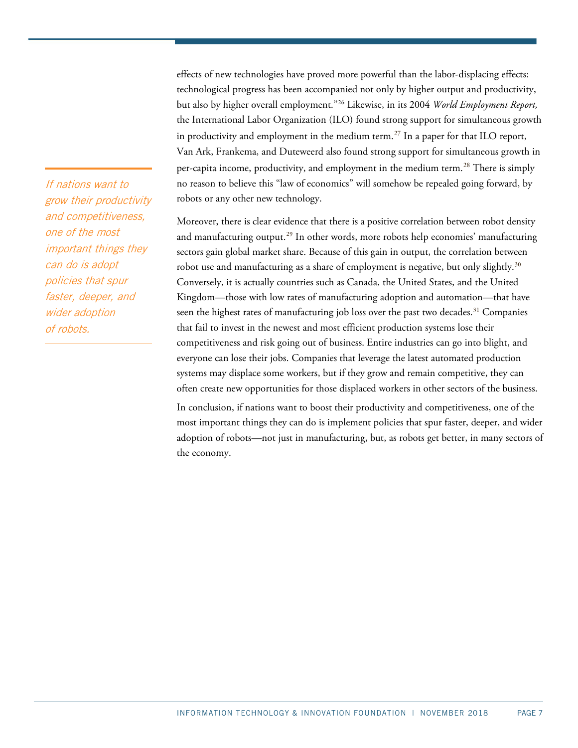effects of new technologies have proved more powerful than the labor-displacing effects: technological progress has been accompanied not only by higher output and productivity, but also by higher overall employment."[26] Likewise, in its 2004 *World Employment Report,* the International Labor Organization (ILO) found strong support for simultaneous growth in productivity and employment in the medium term.[27] In a paper for that ILO report, Van Ark, Frankema, and Duteweerd also found strong support for simultaneous growth in per-capita income, productivity, and employment in the medium term.[28] There is simply no reason to believe this "law of economics" will somehow be repealed going forward, by robots or any other new technology.

*If nations want to grow their productivity and competitiveness, one of the most important things they can do is adopt policies that spur faster, deeper, and wider adoption of robots.*

Moreover, there is clear evidence that there is a positive correlation between robot density and manufacturing output.[29] In other words, more robots help economies' manufacturing sectors gain global market share. Because of this gain in output, the correlation between robot use and manufacturing as a share of employment is negative, but only slightly.[30] Conversely, it is actually countries such as Canada, the United States, and the United Kingdom—those with low rates of manufacturing adoption and automation—that have seen the highest rates of manufacturing job loss over the past two decades.[31] Companies that fail to invest in the newest and most efficient production systems lose their competitiveness and risk going out of business. Entire industries can go into blight, and everyone can lose their jobs. Companies that leverage the latest automated production systems may displace some workers, but if they grow and remain competitive, they can often create new opportunities for those displaced workers in other sectors of the business.

In conclusion, if nations want to boost their productivity and competitiveness, one of the most important things they can do is implement policies that spur faster, deeper, and wider adoption of robots—not just in manufacturing, but, as robots get better, in many sectors of the economy.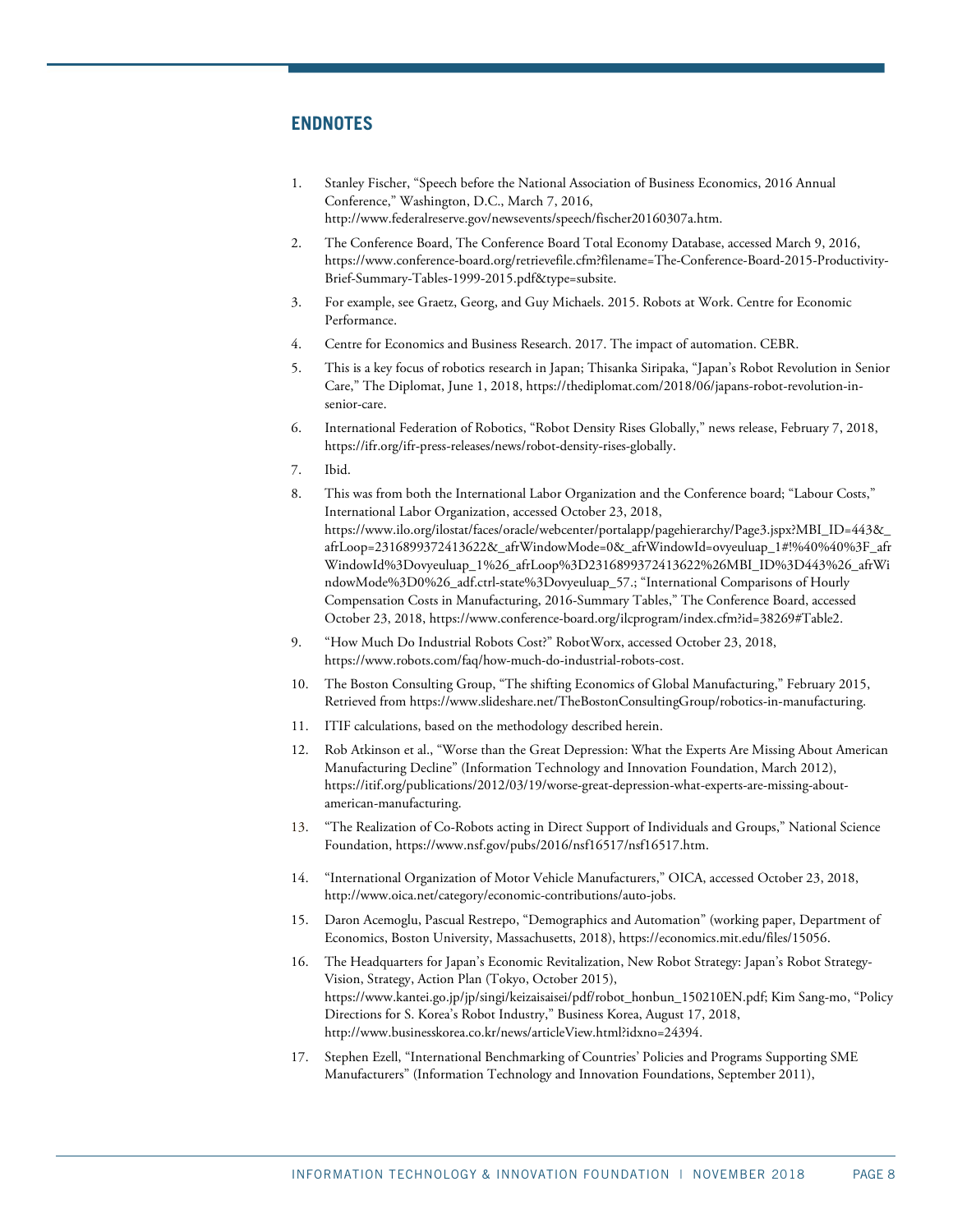## ENDNOTES

1. Stanley Fischer, "Speech before the National Association of Business Economics, 2016 Annual Conference," Washington, D.C., March 7, 2016, http://www.federalreserve.gov/newsevents/speech/fischer20160307a.htm.
2. The Conference Board, The Conference Board Total Economy Database, accessed March 9, 2016, https://www.conference-board.org/retrievefile.cfm?filename=The-Conference-Board-2015-Productivity-Brief-Summary-Tables-1999-2015.pdf&type=subsite.
3. For example, see Graetz, Georg, and Guy Michaels. 2015. Robots at Work. Centre for Economic Performance.
4. Centre for Economics and Business Research. 2017. The impact of automation. CEBR.
5. This is a key focus of robotics research in Japan; Thisanka Siripaka, "Japan's Robot Revolution in Senior Care," The Diplomat, June 1, 2018, https://thediplomat.com/2018/06/japans-robot-revolution-in-senior-care.
6. International Federation of Robotics, "Robot Density Rises Globally," news release, February 7, 2018, https://ifr.org/ifr-press-releases/news/robot-density-rises-globally.
7. Ibid.
8. This was from both the International Labor Organization and the Conference board; "Labour Costs," International Labor Organization, accessed October 23, 2018, https://www.ilo.org/ilostat/faces/oracle/webcenter/portalapp/pagehierarchy/Page3.jspx?MBI_ID=443&_afrLoop=2316899372413622&_afrWindowMode=0&_afrWindowId=ovyeuluap_1#!%40%40%3F_afrWindowId%3Dovyeuluap_1%26_afrLoop%3D2316899372413622%26MBI_ID%3D443%26_afrWindowMode%3D0%26_adf.ctrl-state%3Dovyeuluap_57.; "International Comparisons of Hourly Compensation Costs in Manufacturing, 2016-Summary Tables," The Conference Board, accessed October 23, 2018, https://www.conference-board.org/ilcprogram/index.cfm?id=38269#Table2.
9. "How Much Do Industrial Robots Cost?" RobotWorx, accessed October 23, 2018, https://www.robots.com/faq/how-much-do-industrial-robots-cost.
10. The Boston Consulting Group, "The shifting Economics of Global Manufacturing," February 2015, Retrieved from https://www.slideshare.net/TheBostonConsultingGroup/robotics-in-manufacturing.
11. ITIF calculations, based on the methodology described herein.
12. Rob Atkinson et al., "Worse than the Great Depression: What the Experts Are Missing About American Manufacturing Decline" (Information Technology and Innovation Foundation, March 2012), https://itif.org/publications/2012/03/19/worse-great-depression-what-experts-are-missing-about-american-manufacturing.
13. "The Realization of Co-Robots acting in Direct Support of Individuals and Groups," National Science Foundation, https://www.nsf.gov/pubs/2016/nsf16517/nsf16517.htm.
14. "International Organization of Motor Vehicle Manufacturers," OICA, accessed October 23, 2018, http://www.oica.net/category/economic-contributions/auto-jobs.
15. Daron Acemoglu, Pascual Restrepo, "Demographics and Automation" (working paper, Department of Economics, Boston University, Massachusetts, 2018), https://economics.mit.edu/files/15056.
16. The Headquarters for Japan's Economic Revitalization, New Robot Strategy: Japan's Robot Strategy-Vision, Strategy, Action Plan (Tokyo, October 2015), https://www.kantei.go.jp/jp/singi/keizaisaisei/pdf/robot_honbun_150210EN.pdf; Kim Sang-mo, "Policy Directions for S. Korea's Robot Industry," Business Korea, August 17, 2018, http://www.businesskorea.co.kr/news/articleView.html?idxno=24394.
17. Stephen Ezell, "International Benchmarking of Countries' Policies and Programs Supporting SME Manufacturers" (Information Technology and Innovation Foundations, September 2011),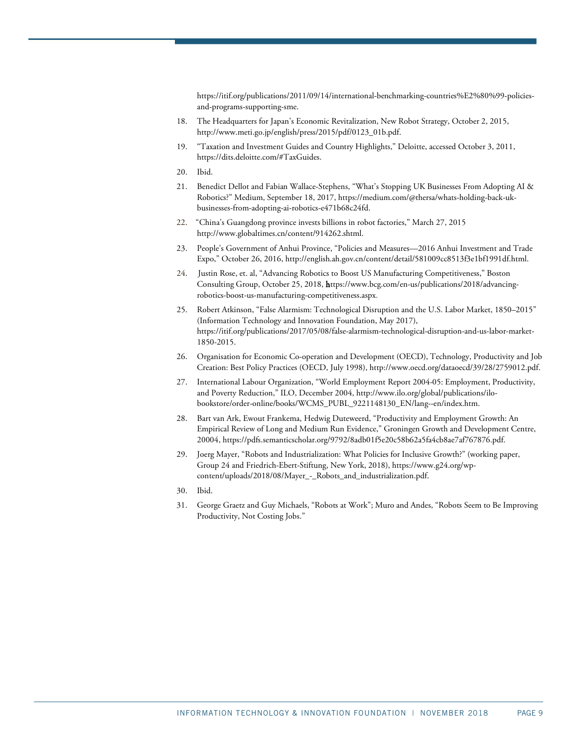https://itif.org/publications/2011/09/14/international-benchmarking-countries%E2%80%99-policies-and-programs-supporting-sme.

18. The Headquarters for Japan's Economic Revitalization, New Robot Strategy, October 2, 2015, http://www.meti.go.jp/english/press/2015/pdf/0123_01b.pdf.
19. "Taxation and Investment Guides and Country Highlights," Deloitte, accessed October 3, 2011, https://dits.deloitte.com/#TaxGuides.
20. Ibid.
21. Benedict Dellot and Fabian Wallace-Stephens, "What's Stopping UK Businesses From Adopting AI & Robotics?" Medium, September 18, 2017, https://medium.com/@thersa/whats-holding-back-uk-businesses-from-adopting-ai-robotics-e471b68c24fd.
22. "China's Guangdong province invests billions in robot factories," March 27, 2015 http://www.globaltimes.cn/content/914262.shtml.
23. People's Government of Anhui Province, "Policies and Measures—2016 Anhui Investment and Trade Expo," October 26, 2016, http://english.ah.gov.cn/content/detail/581009cc8513f3e1bf1991df.html.
24. Justin Rose, et. al, "Advancing Robotics to Boost US Manufacturing Competitiveness," Boston Consulting Group, October 25, 2018, https://www.bcg.com/en-us/publications/2018/advancing-robotics-boost-us-manufacturing-competitiveness.aspx.
25. Robert Atkinson, "False Alarmism: Technological Disruption and the U.S. Labor Market, 1850–2015" (Information Technology and Innovation Foundation, May 2017), https://itif.org/publications/2017/05/08/false-alarmism-technological-disruption-and-us-labor-market-1850-2015.
26. Organisation for Economic Co-operation and Development (OECD), Technology, Productivity and Job Creation: Best Policy Practices (OECD, July 1998), http://www.oecd.org/dataoecd/39/28/2759012.pdf.
27. International Labour Organization, "World Employment Report 2004-05: Employment, Productivity, and Poverty Reduction," ILO, December 2004, http://www.ilo.org/global/publications/ilo-bookstore/order-online/books/WCMS_PUBL_9221148130_EN/lang--en/index.htm.
28. Bart van Ark, Ewout Frankema, Hedwig Duteweerd, "Productivity and Employment Growth: An Empirical Review of Long and Medium Run Evidence," Groningen Growth and Development Centre, 20004, https://pdfs.semanticscholar.org/9792/8adb01f5e20c58b62a5fa4cb8ae7af767876.pdf.
29. Joerg Mayer, "Robots and Industrialization: What Policies for Inclusive Growth?" (working paper, Group 24 and Friedrich-Ebert-Stiftung, New York, 2018), https://www.g24.org/wp-content/uploads/2018/08/Mayer_-_Robots_and_industrialization.pdf.
30. Ibid.
31. George Graetz and Guy Michaels, "Robots at Work"; Muro and Andes, "Robots Seem to Be Improving Productivity, Not Costing Jobs."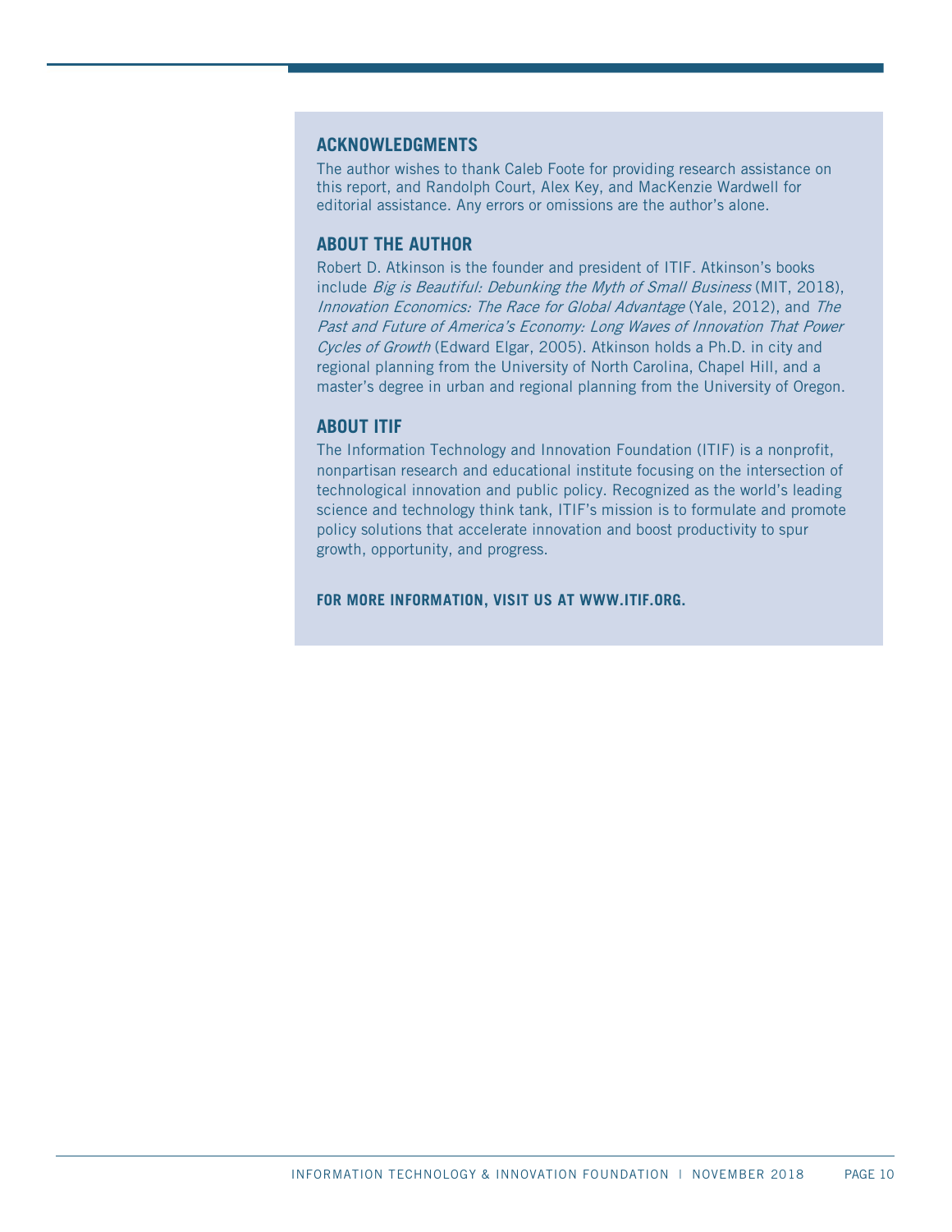## ACKNOWLEDGMENTS

The author wishes to thank Caleb Foote for providing research assistance on this report, and Randolph Court, Alex Key, and MacKenzie Wardwell for editorial assistance. Any errors or omissions are the author's alone.

## ABOUT THE AUTHOR

Robert D. Atkinson is the founder and president of ITIF. Atkinson's books include *Big is Beautiful: Debunking the Myth of Small Business* (MIT, 2018), *Innovation Economics: The Race for Global Advantage* (Yale, 2012), and *The Past and Future of America's Economy: Long Waves of Innovation That Power Cycles of Growth* (Edward Elgar, 2005). Atkinson holds a Ph.D. in city and regional planning from the University of North Carolina, Chapel Hill, and a master's degree in urban and regional planning from the University of Oregon.

## ABOUT ITIF

The Information Technology and Innovation Foundation (ITIF) is a nonprofit, nonpartisan research and educational institute focusing on the intersection of technological innovation and public policy. Recognized as the world's leading science and technology think tank, ITIF's mission is to formulate and promote policy solutions that accelerate innovation and boost productivity to spur growth, opportunity, and progress.

**FOR MORE INFORMATION, VISIT US AT WWW.ITIF.ORG.**